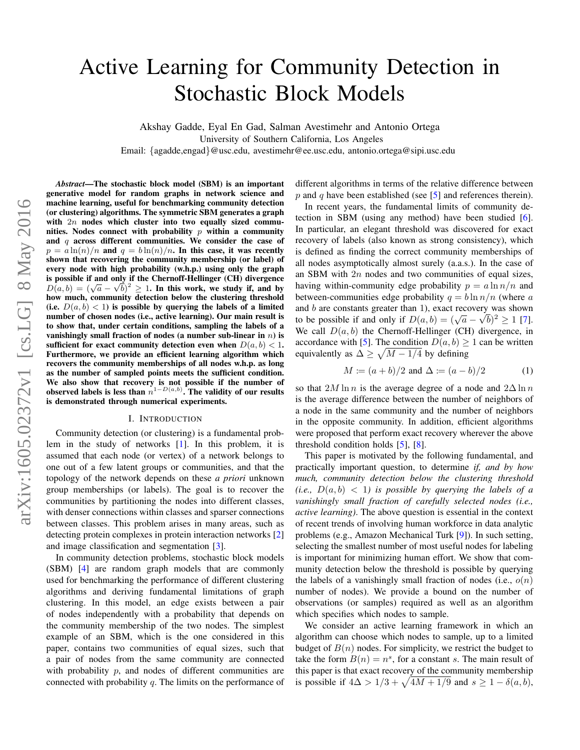# Active Learning for Community Detection in Stochastic Block Models

Akshay Gadde, Eyal En Gad, Salman Avestimehr and Antonio Ortega
University of Southern California, Los Angeles
Email: {agadde,engad}@usc.edu, avestimehr@ee.usc.edu, antonio.ortega@sipi.usc.edu

***Abstract*—The stochastic block model (SBM) is an important generative model for random graphs in network science and machine learning, useful for benchmarking community detection (or clustering) algorithms. The symmetric SBM generates a graph with $2n$ nodes which cluster into two equally sized communities. Nodes connect with probability $p$ within a community and $q$ across different communities. We consider the case of $p = a\ln(n)/n$ and $q = b\ln(n)/n$. In this case, it was recently shown that recovering the community membership (or label) of every node with high probability (w.h.p.) using only the graph is possible if and only if the Chernoff-Hellinger (CH) divergence $D(a, b) = (\sqrt{a} - \sqrt{b})^2 \geq 1$. In this work, we study if, and by how much, community detection below the clustering threshold (i.e. $D(a, b) < 1$) is possible by querying the labels of a limited number of chosen nodes (i.e., active learning). Our main result is to show that, under certain conditions, sampling the labels of a vanishingly small fraction of nodes (a number sub-linear in $n$) is sufficient for exact community detection even when $D(a, b) < 1$. Furthermore, we provide an efficient learning algorithm which recovers the community memberships of all nodes w.h.p. as long as the number of sampled points meets the sufficient condition. We also show that recovery is not possible if the number of observed labels is less than $n^{1-D(a,b)}$. The validity of our results is demonstrated through numerical experiments.**

## I. Introduction

Community detection (or clustering) is a fundamental problem in the study of networks [1]. In this problem, it is assumed that each node (or vertex) of a network belongs to one out of a few latent groups or communities, and that the topology of the network depends on these *a priori* unknown group memberships (or labels). The goal is to recover the communities by partitioning the nodes into different classes, with denser connections within classes and sparser connections between classes. This problem arises in many areas, such as detecting protein complexes in protein interaction networks [2] and image classification and segmentation [3].

In community detection problems, stochastic block models (SBM) [4] are random graph models that are commonly used for benchmarking the performance of different clustering algorithms and deriving fundamental limitations of graph clustering. In this model, an edge exists between a pair of nodes independently with a probability that depends on the community membership of the two nodes. The simplest example of an SBM, which is the one considered in this paper, contains two communities of equal sizes, such that a pair of nodes from the same community are connected with probability $p$, and nodes of different communities are connected with probability $q$. The limits on the performance of different algorithms in terms of the relative difference between $p$ and $q$ have been established (see [5] and references therein).

In recent years, the fundamental limits of community detection in SBM (using any method) have been studied [6]. In particular, an elegant threshold was discovered for exact recovery of labels (also known as strong consistency), which is defined as finding the correct community memberships of all nodes asymptotically almost surely (a.a.s.). In the case of an SBM with $2n$ nodes and two communities of equal sizes, having within-community edge probability $p = a\ln n/n$ and between-communities edge probability $q = b\ln n/n$ (where $a$ and $b$ are constants greater than 1), exact recovery was shown to be possible if and only if $D(a, b) = (\sqrt{a} - \sqrt{b})^2 \geq 1$ [7]. We call $D(a, b)$ the Chernoff-Hellinger (CH) divergence, in accordance with [5]. The condition $D(a, b) \geq 1$ can be written equivalently as $\Delta \geq \sqrt{M - 1/4}$ by defining

$$M := (a + b)/2 \text{ and } \Delta := (a - b)/2 \tag{1}$$

so that $2M\ln n$ is the average degree of a node and $2\Delta\ln n$ is the average difference between the number of neighbors of a node in the same community and the number of neighbors in the opposite community. In addition, efficient algorithms were proposed that perform exact recovery wherever the above threshold condition holds [5], [8].

This paper is motivated by the following fundamental, and practically important question, to determine *if, and by how much, community detection below the clustering threshold (i.e., $D(a, b) < 1$) is possible by querying the labels of a vanishingly small fraction of carefully selected nodes (i.e., active learning)*. The above question is essential in the context of recent trends of involving human workforce in data analytic problems (e.g., Amazon Mechanical Turk [9]). In such setting, selecting the smallest number of most useful nodes for labeling is important for minimizing human effort. We show that community detection below the threshold is possible by querying the labels of a vanishingly small fraction of nodes (i.e., $o(n)$ number of nodes). We provide a bound on the number of observations (or samples) required as well as an algorithm which specifies which nodes to sample.

We consider an active learning framework in which an algorithm can choose which nodes to sample, up to a limited budget of $B(n)$ nodes. For simplicity, we restrict the budget to take the form $B(n) = n^s$, for a constant $s$. The main result of this paper is that exact recovery of the community membership is possible if $4\Delta > 1/3 + \sqrt{4M + 1/9}$ and $s \geq 1 - \delta(a, b)$,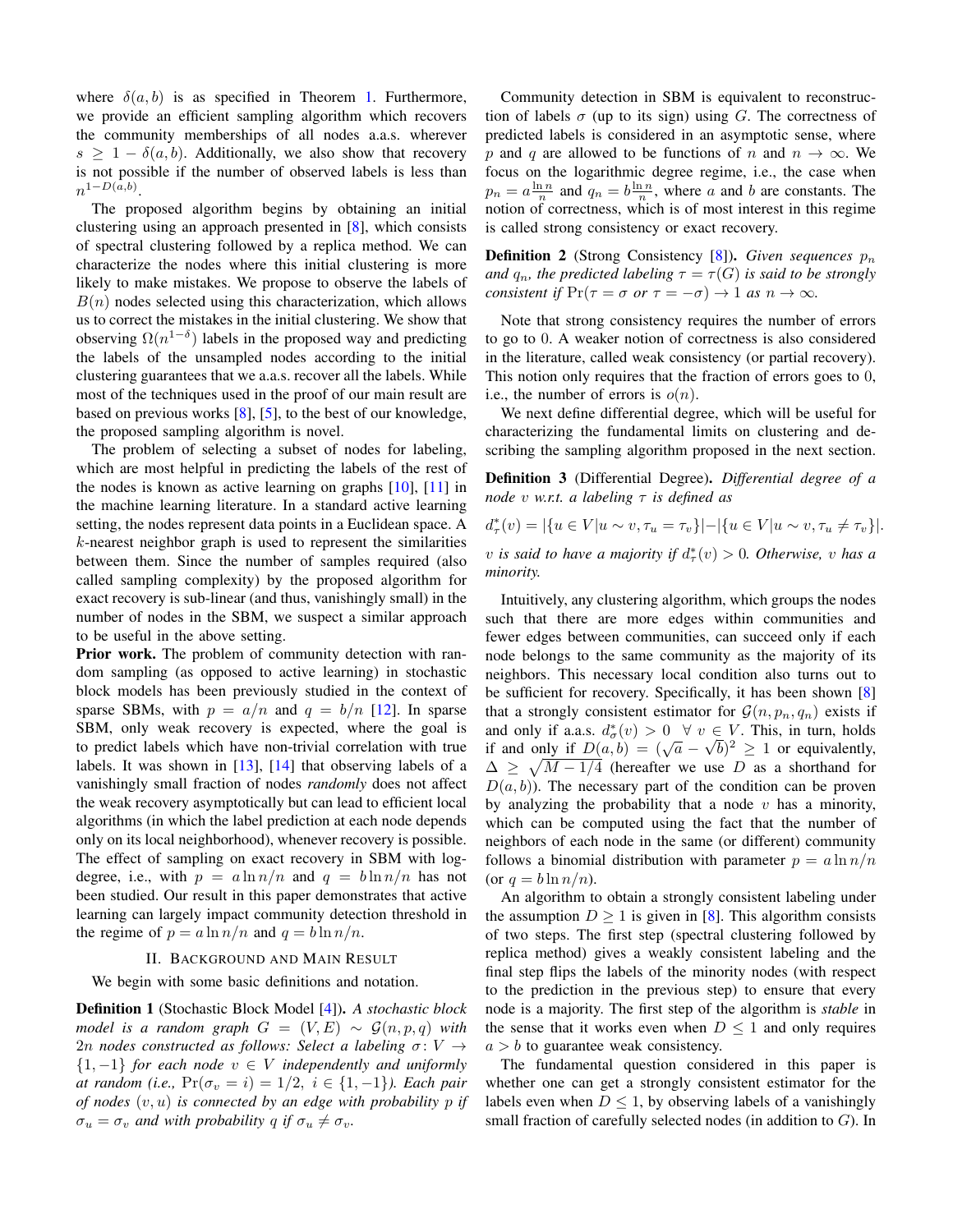where $\delta(a, b)$ is as specified in Theorem 1. Furthermore, we provide an efficient sampling algorithm which recovers the community memberships of all nodes a.a.s. wherever $s \geq 1 - \delta(a, b)$. Additionally, we also show that recovery is not possible if the number of observed labels is less than $n^{1-D(a,b)}$.

The proposed algorithm begins by obtaining an initial clustering using an approach presented in [8], which consists of spectral clustering followed by a replica method. We can characterize the nodes where this initial clustering is more likely to make mistakes. We propose to observe the labels of $B(n)$ nodes selected using this characterization, which allows us to correct the mistakes in the initial clustering. We show that observing $\Omega(n^{1-\delta})$ labels in the proposed way and predicting the labels of the unsampled nodes according to the initial clustering guarantees that we a.a.s. recover all the labels. While most of the techniques used in the proof of our main result are based on previous works [8], [5], to the best of our knowledge, the proposed sampling algorithm is novel.

The problem of selecting a subset of nodes for labeling, which are most helpful in predicting the labels of the rest of the nodes is known as active learning on graphs [10], [11] in the machine learning literature. In a standard active learning setting, the nodes represent data points in a Euclidean space. A $k$-nearest neighbor graph is used to represent the similarities between them. Since the number of samples required (also called sampling complexity) by the proposed algorithm for exact recovery is sub-linear (and thus, vanishingly small) in the number of nodes in the SBM, we suspect a similar approach to be useful in the above setting.

**Prior work.** The problem of community detection with random sampling (as opposed to active learning) in stochastic block models has been previously studied in the context of sparse SBMs, with $p = a/n$ and $q = b/n$ [12]. In sparse SBM, only weak recovery is expected, where the goal is to predict labels which have non-trivial correlation with true labels. It was shown in [13], [14] that observing labels of a vanishingly small fraction of nodes *randomly* does not affect the weak recovery asymptotically but can lead to efficient local algorithms (in which the label prediction at each node depends only on its local neighborhood), whenever recovery is possible. The effect of sampling on exact recovery in SBM with log-degree, i.e., with $p = a \ln n/n$ and $q = b \ln n/n$ has not been studied. Our result in this paper demonstrates that active learning can largely impact community detection threshold in the regime of $p = a \ln n/n$ and $q = b \ln n/n$.

## II. Background and Main Result

We begin with some basic definitions and notation.

**Definition 1** (Stochastic Block Model [4]). *A stochastic block model is a random graph $G = (V, E) \sim \mathcal{G}(n, p, q)$ with $2n$ nodes constructed as follows: Select a labeling $\sigma \colon V \to \{1, -1\}$ for each node $v \in V$ independently and uniformly at random (i.e., $\Pr(\sigma_v = i) = 1/2,\ i \in \{1, -1\}$). Each pair of nodes $(v, u)$ is connected by an edge with probability $p$ if $\sigma_u = \sigma_v$ and with probability $q$ if $\sigma_u \neq \sigma_v$.*

Community detection in SBM is equivalent to reconstruction of labels $\sigma$ (up to its sign) using $G$. The correctness of predicted labels is considered in an asymptotic sense, where $p$ and $q$ are allowed to be functions of $n$ and $n \to \infty$. We focus on the logarithmic degree regime, i.e., the case when $p_n = a\frac{\ln n}{n}$ and $q_n = b\frac{\ln n}{n}$, where $a$ and $b$ are constants. The notion of correctness, which is of most interest in this regime is called strong consistency or exact recovery.

**Definition 2** (Strong Consistency [8]). *Given sequences $p_n$ and $q_n$, the predicted labeling $\tau = \tau(G)$ is said to be strongly consistent if $\Pr(\tau = \sigma \text{ or } \tau = -\sigma) \to 1$ as $n \to \infty$.*

Note that strong consistency requires the number of errors to go to 0. A weaker notion of correctness is also considered in the literature, called weak consistency (or partial recovery). This notion only requires that the fraction of errors goes to 0, i.e., the number of errors is $o(n)$.

We next define differential degree, which will be useful for characterizing the fundamental limits on clustering and describing the sampling algorithm proposed in the next section.

**Definition 3** (Differential Degree). *Differential degree of a node $v$ w.r.t. a labeling $\tau$ is defined as*

$$d^*_\tau(v) = |\{u \in V | u \sim v, \tau_u = \tau_v\}| - |\{u \in V | u \sim v, \tau_u \neq \tau_v\}|.$$

*$v$ is said to have a majority if $d^*_\tau(v) > 0$. Otherwise, $v$ has a minority.*

Intuitively, any clustering algorithm, which groups the nodes such that there are more edges within communities and fewer edges between communities, can succeed only if each node belongs to the same community as the majority of its neighbors. This necessary local condition also turns out to be sufficient for recovery. Specifically, it has been shown [8] that a strongly consistent estimator for $\mathcal{G}(n, p_n, q_n)$ exists if and only if a.a.s. $d^*_\sigma(v) > 0 \ \ \forall\ v \in V$. This, in turn, holds if and only if $D(a, b) = (\sqrt{a} - \sqrt{b})^2 \geq 1$ or equivalently, $\Delta \geq \sqrt{M - 1/4}$ (hereafter we use $D$ as a shorthand for $D(a, b)$). The necessary part of the condition can be proven by analyzing the probability that a node $v$ has a minority, which can be computed using the fact that the number of neighbors of each node in the same (or different) community follows a binomial distribution with parameter $p = a \ln n/n$ (or $q = b \ln n/n$).

An algorithm to obtain a strongly consistent labeling under the assumption $D \geq 1$ is given in [8]. This algorithm consists of two steps. The first step (spectral clustering followed by replica method) gives a weakly consistent labeling and the final step flips the labels of the minority nodes (with respect to the prediction in the previous step) to ensure that every node is a majority. The first step of the algorithm is *stable* in the sense that it works even when $D \leq 1$ and only requires $a > b$ to guarantee weak consistency.

The fundamental question considered in this paper is whether one can get a strongly consistent estimator for the labels even when $D \leq 1$, by observing labels of a vanishingly small fraction of carefully selected nodes (in addition to $G$). In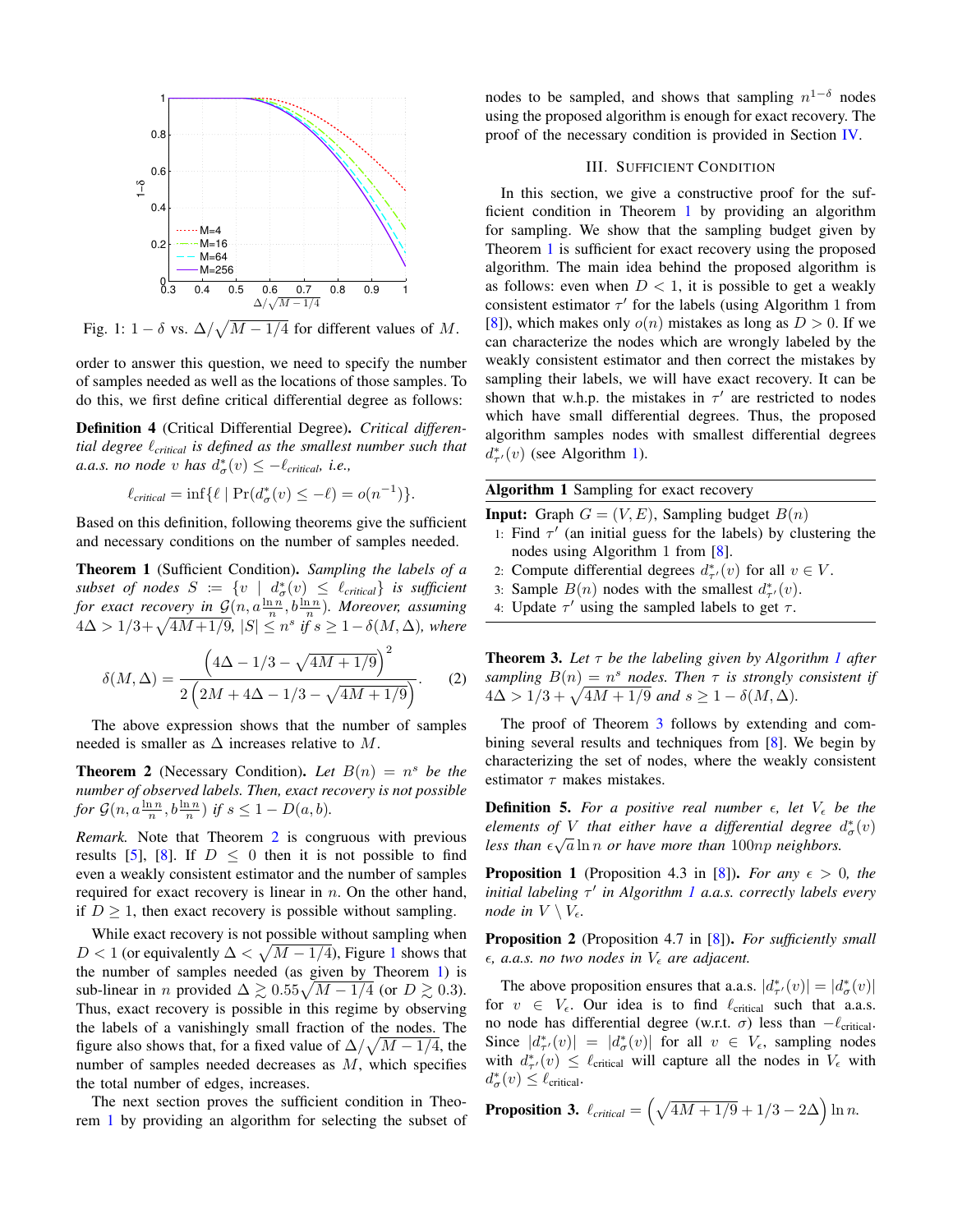Fig. 1: $1-\delta$ vs. $\Delta/\sqrt{M-1/4}$ for different values of $M$.

order to answer this question, we need to specify the number of samples needed as well as the locations of those samples. To do this, we first define critical differential degree as follows:

**Definition 4** (Critical Differential Degree). *Critical differential degree $\ell_{critical}$ is defined as the smallest number such that a.a.s. no node $v$ has $d^*_\sigma(v) \leq -\ell_{critical}$, i.e.,*

$$\ell_{critical} = \inf\{\ell \mid \Pr(d^*_\sigma(v) \leq -\ell) = o(n^{-1})\}.$$

Based on this definition, following theorems give the sufficient and necessary conditions on the number of samples needed.

**Theorem 1** (Sufficient Condition). *Sampling the labels of a subset of nodes $S := \{v \mid d^*_\sigma(v) \leq \ell_{critical}\}$ is sufficient for exact recovery in $\mathcal{G}(n, a\frac{\ln n}{n}, b\frac{\ln n}{n})$. Moreover, assuming $4\Delta > 1/3 + \sqrt{4M+1/9}$, $|S| \leq n^s$ if $s \geq 1 - \delta(M, \Delta)$, where*

$$\delta(M,\Delta) = \frac{\left(4\Delta - 1/3 - \sqrt{4M+1/9}\right)^2}{2\left(2M + 4\Delta - 1/3 - \sqrt{4M+1/9}\right)}. \tag{2}$$

The above expression shows that the number of samples needed is smaller as $\Delta$ increases relative to $M$.

**Theorem 2** (Necessary Condition). *Let $B(n) = n^s$ be the number of observed labels. Then, exact recovery is not possible for $\mathcal{G}(n, a\frac{\ln n}{n}, b\frac{\ln n}{n})$ if $s \leq 1 - D(a,b)$.*

*Remark.* Note that Theorem 2 is congruous with previous results [5], [8]. If $D \leq 0$ then it is not possible to find even a weakly consistent estimator and the number of samples required for exact recovery is linear in $n$. On the other hand, if $D \geq 1$, then exact recovery is possible without sampling.

While exact recovery is not possible without sampling when $D < 1$ (or equivalently $\Delta < \sqrt{M-1/4}$), Figure 1 shows that the number of samples needed (as given by Theorem 1) is sub-linear in $n$ provided $\Delta \gtrsim 0.55\sqrt{M-1/4}$ (or $D \gtrsim 0.3$). Thus, exact recovery is possible in this regime by observing the labels of a vanishingly small fraction of the nodes. The figure also shows that, for a fixed value of $\Delta/\sqrt{M-1/4}$, the number of samples needed decreases as $M$, which specifies the total number of edges, increases.

The next section proves the sufficient condition in Theorem 1 by providing an algorithm for selecting the subset of nodes to be sampled, and shows that sampling $n^{1-\delta}$ nodes using the proposed algorithm is enough for exact recovery. The proof of the necessary condition is provided in Section IV.

## III. Sufficient Condition

In this section, we give a constructive proof for the sufficient condition in Theorem 1 by providing an algorithm for sampling. We show that the sampling budget given by Theorem 1 is sufficient for exact recovery using the proposed algorithm. The main idea behind the proposed algorithm is as follows: even when $D < 1$, it is possible to get a weakly consistent estimator $\tau'$ for the labels (using Algorithm 1 from [8]), which makes only $o(n)$ mistakes as long as $D > 0$. If we can characterize the nodes which are wrongly labeled by the weakly consistent estimator and then correct the mistakes by sampling their labels, we will have exact recovery. It can be shown that w.h.p. the mistakes in $\tau'$ are restricted to nodes which have small differential degrees. Thus, the proposed algorithm samples nodes with smallest differential degrees $d^*_{\tau'}(v)$ (see Algorithm 1).

**Algorithm 1** Sampling for exact recovery

**Input:** Graph $G = (V,E)$, Sampling budget $B(n)$

1: Find $\tau'$ (an initial guess for the labels) by clustering the nodes using Algorithm 1 from [8].
2: Compute differential degrees $d^*_{\tau'}(v)$ for all $v \in V$.
3: Sample $B(n)$ nodes with the smallest $d^*_{\tau'}(v)$.
4: Update $\tau'$ using the sampled labels to get $\tau$.

**Theorem 3.** *Let $\tau$ be the labeling given by Algorithm 1 after sampling $B(n) = n^s$ nodes. Then $\tau$ is strongly consistent if $4\Delta > 1/3 + \sqrt{4M+1/9}$ and $s \geq 1 - \delta(M,\Delta)$.*

The proof of Theorem 3 follows by extending and combining several results and techniques from [8]. We begin by characterizing the set of nodes, where the weakly consistent estimator $\tau$ makes mistakes.

**Definition 5.** *For a positive real number $\epsilon$, let $V_\epsilon$ be the elements of $V$ that either have a differential degree $d^*_\sigma(v)$ less than $\epsilon\sqrt{a}\ln n$ or have more than $100np$ neighbors.*

**Proposition 1** (Proposition 4.3 in [8]). *For any $\epsilon > 0$, the initial labeling $\tau'$ in Algorithm 1 a.a.s. correctly labels every node in $V \setminus V_\epsilon$.*

**Proposition 2** (Proposition 4.7 in [8]). *For sufficiently small $\epsilon$, a.a.s. no two nodes in $V_\epsilon$ are adjacent.*

The above proposition ensures that a.a.s. $|d^*_{\tau'}(v)| = |d^*_\sigma(v)|$ for $v \in V_\epsilon$. Our idea is to find $\ell_{\text{critical}}$ such that a.a.s. no node has differential degree (w.r.t. $\sigma$) less than $-\ell_{\text{critical}}$. Since $|d^*_{\tau'}(v)| = |d^*_\sigma(v)|$ for all $v \in V_\epsilon$, sampling nodes with $d^*_{\tau'}(v) \leq \ell_{\text{critical}}$ will capture all the nodes in $V_\epsilon$ with $d^*_\sigma(v) \leq \ell_{\text{critical}}$.

**Proposition 3.** $\ell_{critical} = \left(\sqrt{4M+1/9} + 1/3 - 2\Delta\right)\ln n.$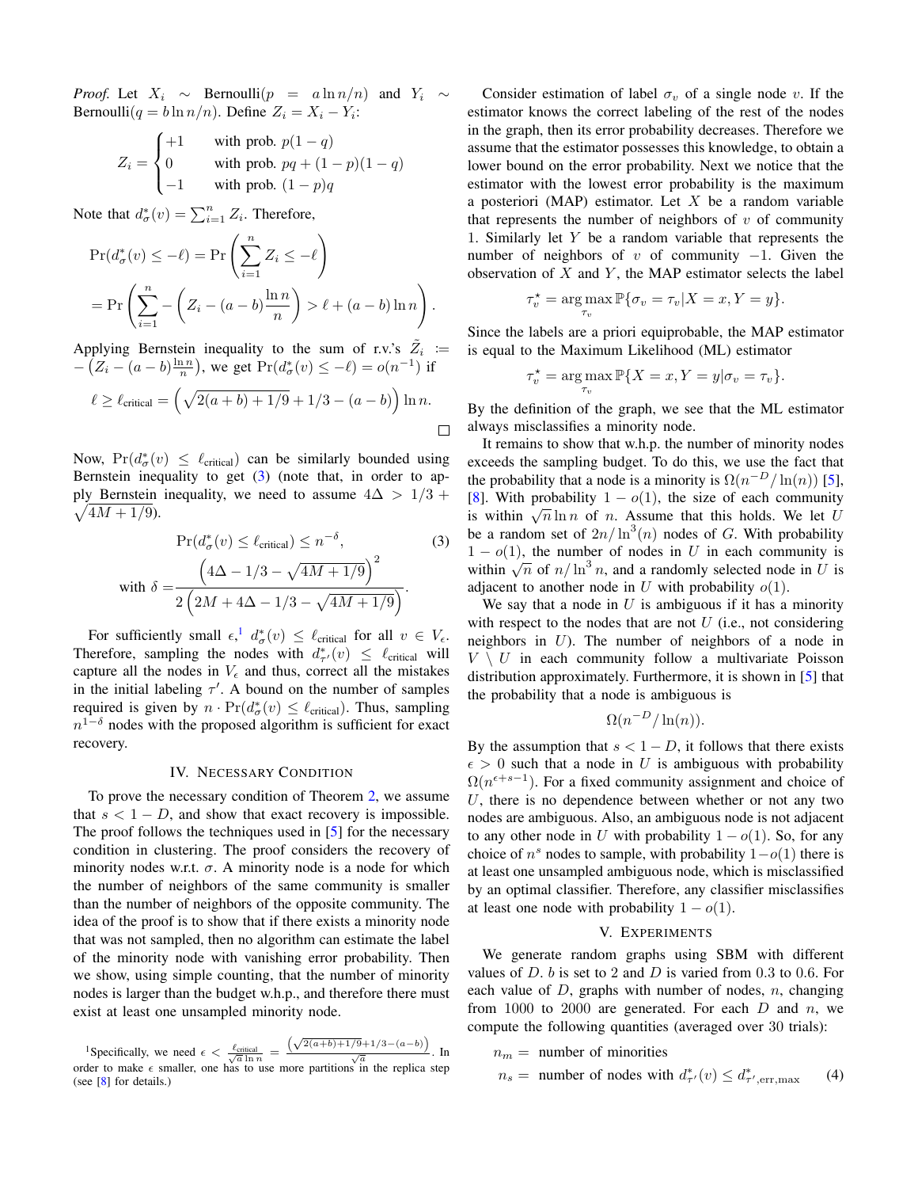*Proof.* Let $X_i \sim \text{Bernoulli}(p = a \ln n/n)$ and $Y_i \sim \text{Bernoulli}(q = b \ln n/n)$. Define $Z_i = X_i - Y_i$:

$$
Z_i = \begin{cases} +1 & \text{with prob. } p(1-q) \\ 0 & \text{with prob. } pq + (1-p)(1-q) \\ -1 & \text{with prob. } (1-p)q \end{cases}
$$

Note that $d^*_\sigma(v) = \sum_{i=1}^n Z_i$. Therefore,

$$
\begin{aligned}
&\Pr(d^*_\sigma(v) \leq -\ell) = \Pr\left(\sum_{i=1}^n Z_i \leq -\ell\right) \\
&= \Pr\left(\sum_{i=1}^n -\left(Z_i - (a-b)\frac{\ln n}{n}\right) > \ell + (a-b)\ln n\right).
\end{aligned}
$$

Applying Bernstein inequality to the sum of r.v.'s $\tilde{Z}_i := -\left(Z_i - (a-b)\frac{\ln n}{n}\right)$, we get $\Pr(d^*_\sigma(v) \leq -\ell) = o(n^{-1})$ if

$$
\ell \geq \ell_{\text{critical}} = \left(\sqrt{2(a+b) + 1/9} + 1/3 - (a-b)\right)\ln n.
$$

□

Now, $\Pr(d^*_\sigma(v) \leq \ell_{\text{critical}})$ can be similarly bounded using Bernstein inequality to get (3) (note that, in order to apply Bernstein inequality, we need to assume $4\Delta > 1/3 + \sqrt{4M + 1/9}$).

$$
\Pr(d^*_\sigma(v) \leq \ell_{\text{critical}}) \leq n^{-\delta}, \tag{3}
$$

$$
\text{with } \delta = \frac{\left(4\Delta - 1/3 - \sqrt{4M + 1/9}\right)^2}{2\left(2M + 4\Delta - 1/3 - \sqrt{4M + 1/9}\right)}.
$$

For sufficiently small $\epsilon$,[1] $d^*_\sigma(v) \leq \ell_{\text{critical}}$ for all $v \in V_\epsilon$. Therefore, sampling the nodes with $d^*_{\tau'}(v) \leq \ell_{\text{critical}}$ will capture all the nodes in $V_\epsilon$ and thus, correct all the mistakes in the initial labeling $\tau'$. A bound on the number of samples required is given by $n \cdot \Pr(d^*_\sigma(v) \leq \ell_{\text{critical}})$. Thus, sampling $n^{1-\delta}$ nodes with the proposed algorithm is sufficient for exact recovery.

## IV. Necessary Condition

To prove the necessary condition of Theorem 2, we assume that $s < 1 - D$, and show that exact recovery is impossible. The proof follows the techniques used in [5] for the necessary condition in clustering. The proof considers the recovery of minority nodes w.r.t. $\sigma$. A minority node is a node for which the number of neighbors of the same community is smaller than the number of neighbors of the opposite community. The idea of the proof is to show that if there exists a minority node that was not sampled, then no algorithm can estimate the label of the minority node with vanishing error probability. Then we show, using simple counting, that the number of minority nodes is larger than the budget w.h.p., and therefore there must exist at least one unsampled minority node.

[1] Specifically, we need $\epsilon < \frac{\ell_{\text{critical}}}{\sqrt{a}\ln n} = \frac{\left(\sqrt{2(a+b)+1/9}+1/3-(a-b)\right)}{\sqrt{a}}$. In order to make $\epsilon$ smaller, one has to use more partitions in the replica step (see [8] for details.)

Consider estimation of label $\sigma_v$ of a single node $v$. If the estimator knows the correct labeling of the rest of the nodes in the graph, then its error probability decreases. Therefore we assume that the estimator possesses this knowledge, to obtain a lower bound on the error probability. Next we notice that the estimator with the lowest error probability is the maximum a posteriori (MAP) estimator. Let $X$ be a random variable that represents the number of neighbors of $v$ of community 1. Similarly let $Y$ be a random variable that represents the number of neighbors of $v$ of community $-1$. Given the observation of $X$ and $Y$, the MAP estimator selects the label

$$
\tau^\star_v = \arg\max_{\tau_v} \mathbb{P}\{\sigma_v = \tau_v | X = x, Y = y\}.
$$

Since the labels are a priori equiprobable, the MAP estimator is equal to the Maximum Likelihood (ML) estimator

$$
\tau^\star_v = \arg\max_{\tau_v} \mathbb{P}\{X = x, Y = y | \sigma_v = \tau_v\}.
$$

By the definition of the graph, we see that the ML estimator always misclassifies a minority node.

It remains to show that w.h.p. the number of minority nodes exceeds the sampling budget. To do this, we use the fact that the probability that a node is a minority is $\Omega(n^{-D}/\ln(n))$ [5], [8]. With probability $1 - o(1)$, the size of each community is within $\sqrt{n}\ln n$ of $n$. Assume that this holds. We let $U$ be a random set of $2n/\ln^3(n)$ nodes of $G$. With probability $1 - o(1)$, the number of nodes in $U$ in each community is within $\sqrt{n}$ of $n/\ln^3 n$, and a randomly selected node in $U$ is adjacent to another node in $U$ with probability $o(1)$.

We say that a node in $U$ is ambiguous if it has a minority with respect to the nodes that are not $U$ (i.e., not considering neighbors in $U$). The number of neighbors of a node in $V \setminus U$ in each community follow a multivariate Poisson distribution approximately. Furthermore, it is shown in [5] that the probability that a node is ambiguous is

$$
\Omega(n^{-D}/\ln(n)).
$$

By the assumption that $s < 1 - D$, it follows that there exists $\epsilon > 0$ such that a node in $U$ is ambiguous with probability $\Omega(n^{\epsilon + s - 1})$. For a fixed community assignment and choice of $U$, there is no dependence between whether or not any two nodes are ambiguous. Also, an ambiguous node is not adjacent to any other node in $U$ with probability $1 - o(1)$. So, for any choice of $n^s$ nodes to sample, with probability $1 - o(1)$ there is at least one unsampled ambiguous node, which is misclassified by an optimal classifier. Therefore, any classifier misclassifies at least one node with probability $1 - o(1)$.

## V. Experiments

We generate random graphs using SBM with different values of $D$. $b$ is set to 2 and $D$ is varied from 0.3 to 0.6. For each value of $D$, graphs with number of nodes, $n$, changing from 1000 to 2000 are generated. For each $D$ and $n$, we compute the following quantities (averaged over 30 trials):

$$
\begin{aligned}
n_m &= \text{ number of minorities} \\
n_s &= \text{ number of nodes with } d^*_{\tau'}(v) \leq d^*_{\tau',\text{err},\max}
\end{aligned} \tag{4}
$$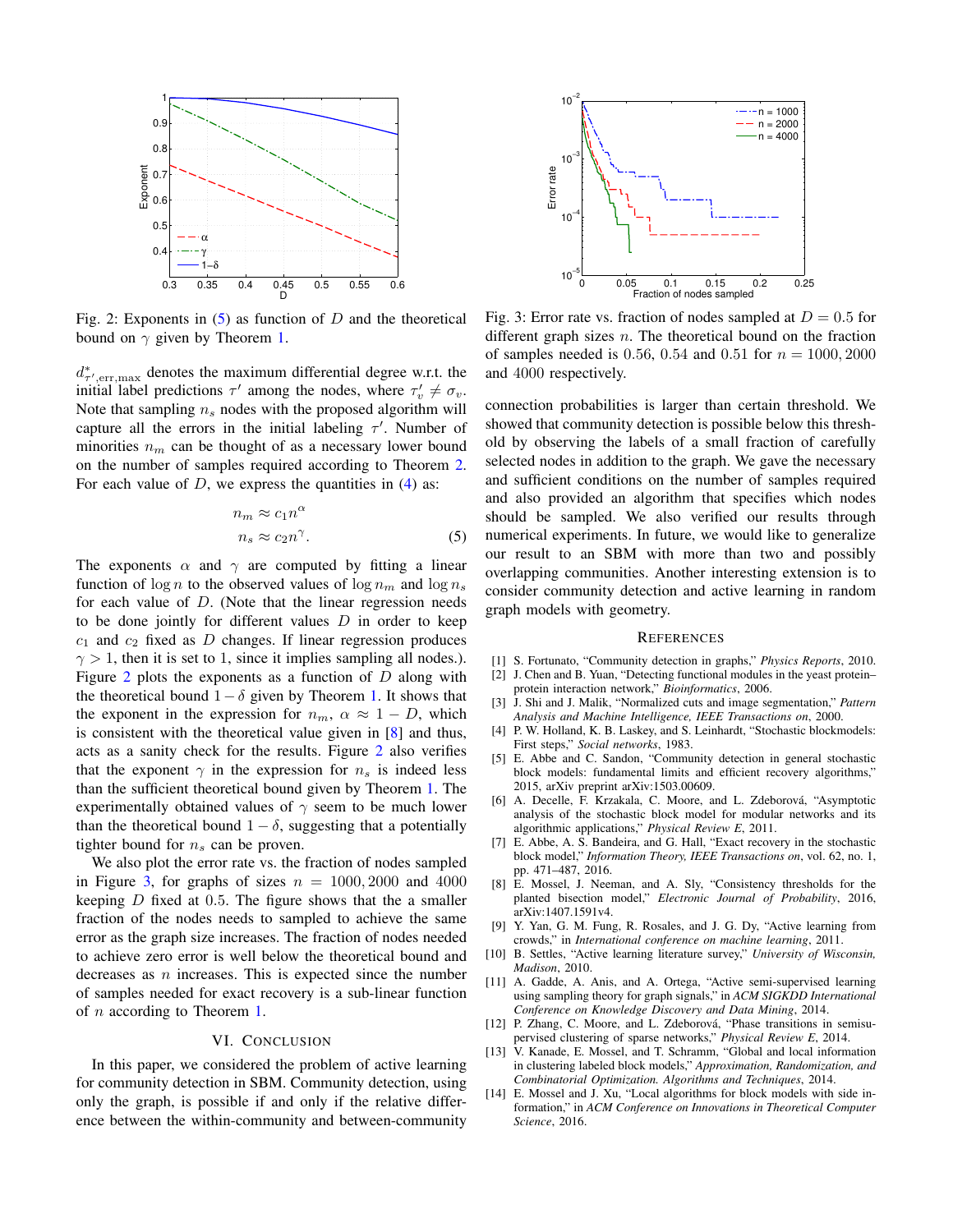1
0.9
0.8
0.7
0.6
0.5
0.4
Exponent
0.3 0.35 0.4 0.45 0.5 0.55 0.6
D
α
γ
1−δ

Fig. 2: Exponents in (5) as function of $D$ and the theoretical bound on $\gamma$ given by Theorem 1.

$10^{-2}$
$10^{-3}$
$10^{-4}$
$10^{-5}$
Error rate
0 0.05 0.1 0.15 0.2 0.25
Fraction of nodes sampled
n = 1000
n = 2000
n = 4000

Fig. 3: Error rate vs. fraction of nodes sampled at $D = 0.5$ for different graph sizes $n$. The theoretical bound on the fraction of samples needed is 0.56, 0.54 and 0.51 for $n = 1000, 2000$ and 4000 respectively.

$d^*_{\tau',\mathrm{err},\max}$ denotes the maximum differential degree w.r.t. the initial label predictions $\tau'$ among the nodes, where $\tau'_v \neq \sigma_v$. Note that sampling $n_s$ nodes with the proposed algorithm will capture all the errors in the initial labeling $\tau'$. Number of minorities $n_m$ can be thought of as a necessary lower bound on the number of samples required according to Theorem 2. For each value of $D$, we express the quantities in (4) as:

$$
\begin{aligned}
n_m &\approx c_1 n^{\alpha} \\
n_s &\approx c_2 n^{\gamma}.
\end{aligned} \tag{5}
$$

The exponents $\alpha$ and $\gamma$ are computed by fitting a linear function of $\log n$ to the observed values of $\log n_m$ and $\log n_s$ for each value of $D$. (Note that the linear regression needs to be done jointly for different values $D$ in order to keep $c_1$ and $c_2$ fixed as $D$ changes. If linear regression produces $\gamma > 1$, then it is set to 1, since it implies sampling all nodes.). Figure 2 plots the exponents as a function of $D$ along with the theoretical bound $1 - \delta$ given by Theorem 1. It shows that the exponent in the expression for $n_m$, $\alpha \approx 1 - D$, which is consistent with the theoretical value given in [8] and thus, acts as a sanity check for the results. Figure 2 also verifies that the exponent $\gamma$ in the expression for $n_s$ is indeed less than the sufficient theoretical bound given by Theorem 1. The experimentally obtained values of $\gamma$ seem to be much lower than the theoretical bound $1 - \delta$, suggesting that a potentially tighter bound for $n_s$ can be proven.

We also plot the error rate vs. the fraction of nodes sampled in Figure 3, for graphs of sizes $n = 1000, 2000$ and 4000 keeping $D$ fixed at 0.5. The figure shows that the a smaller fraction of the nodes needs to sampled to achieve the same error as the graph size increases. The fraction of nodes needed to achieve zero error is well below the theoretical bound and decreases as $n$ increases. This is expected since the number of samples needed for exact recovery is a sub-linear function of $n$ according to Theorem 1.

## VI. Conclusion

In this paper, we considered the problem of active learning for community detection in SBM. Community detection, using only the graph, is possible if and only if the relative difference between the within-community and between-community connection probabilities is larger than certain threshold. We showed that community detection is possible below this threshold by observing the labels of a small fraction of carefully selected nodes in addition to the graph. We gave the necessary and sufficient conditions on the number of samples required and also provided an algorithm that specifies which nodes should be sampled. We also verified our results through numerical experiments. In future, we would like to generalize our result to an SBM with more than two and possibly overlapping communities. Another interesting extension is to consider community detection and active learning in random graph models with geometry.

## References

[1] S. Fortunato, "Community detection in graphs," *Physics Reports*, 2010.

[2] J. Chen and B. Yuan, "Detecting functional modules in the yeast protein–protein interaction network," *Bioinformatics*, 2006.

[3] J. Shi and J. Malik, "Normalized cuts and image segmentation," *Pattern Analysis and Machine Intelligence, IEEE Transactions on*, 2000.

[4] P. W. Holland, K. B. Laskey, and S. Leinhardt, "Stochastic blockmodels: First steps," *Social networks*, 1983.

[5] E. Abbe and C. Sandon, "Community detection in general stochastic block models: fundamental limits and efficient recovery algorithms," 2015, arXiv preprint arXiv:1503.00609.

[6] A. Decelle, F. Krzakala, C. Moore, and L. Zdeborová, "Asymptotic analysis of the stochastic block model for modular networks and its algorithmic applications," *Physical Review E*, 2011.

[7] E. Abbe, A. S. Bandeira, and G. Hall, "Exact recovery in the stochastic block model," *Information Theory, IEEE Transactions on*, vol. 62, no. 1, pp. 471–487, 2016.

[8] E. Mossel, J. Neeman, and A. Sly, "Consistency thresholds for the planted bisection model," *Electronic Journal of Probability*, 2016, arXiv:1407.1591v4.

[9] Y. Yan, G. M. Fung, R. Rosales, and J. G. Dy, "Active learning from crowds," in *International conference on machine learning*, 2011.

[10] B. Settles, "Active learning literature survey," *University of Wisconsin, Madison*, 2010.

[11] A. Gadde, A. Anis, and A. Ortega, "Active semi-supervised learning using sampling theory for graph signals," in *ACM SIGKDD International Conference on Knowledge Discovery and Data Mining*, 2014.

[12] P. Zhang, C. Moore, and L. Zdeborová, "Phase transitions in semisupervised clustering of sparse networks," *Physical Review E*, 2014.

[13] V. Kanade, E. Mossel, and T. Schramm, "Global and local information in clustering labeled block models," *Approximation, Randomization, and Combinatorial Optimization. Algorithms and Techniques*, 2014.

[14] E. Mossel and J. Xu, "Local algorithms for block models with side information," in *ACM Conference on Innovations in Theoretical Computer Science*, 2016.